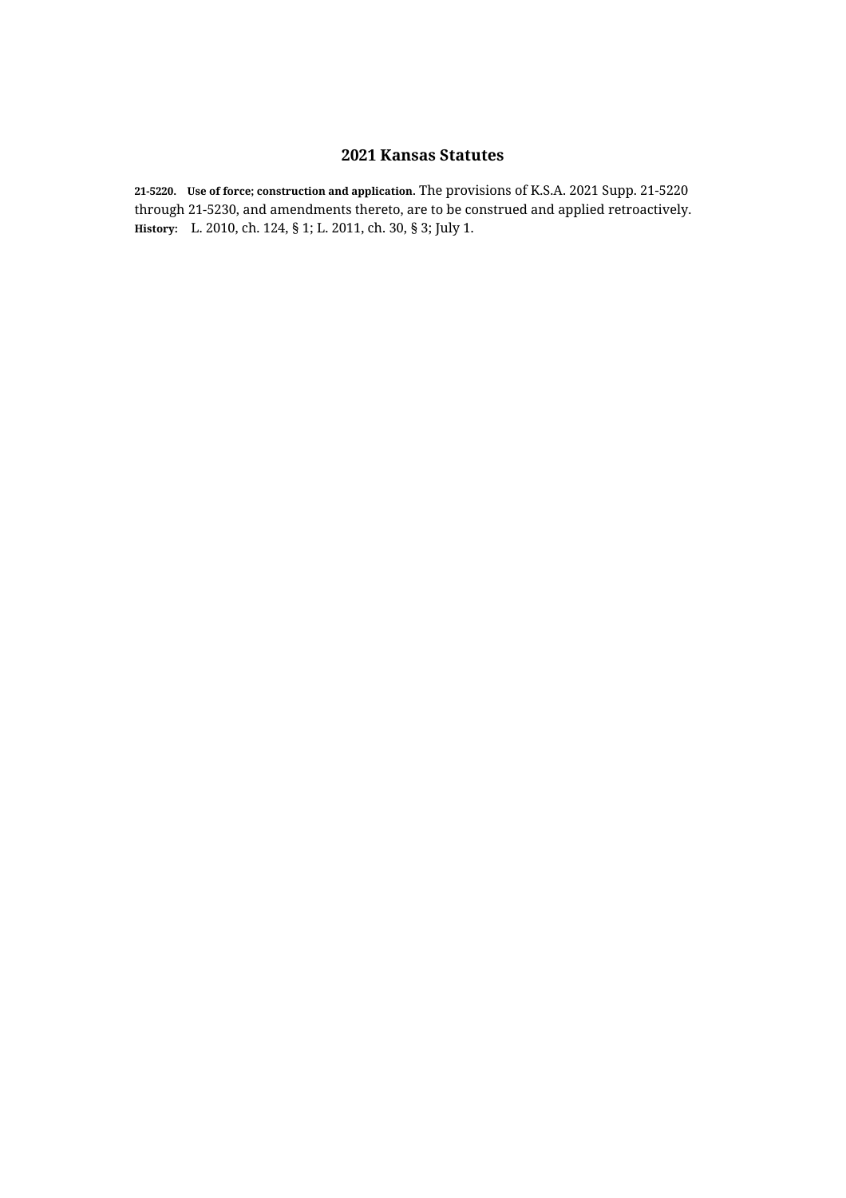## 2021 Kansas Statutes

**21-5220. Use of force; construction and application.** The provisions of K.S.A. 2021 Supp. 21-5220 through 21-5230, and amendments thereto, are to be construed and applied retroactively.

**History:** L. 2010, ch. 124, § 1; L. 2011, ch. 30, § 3; July 1.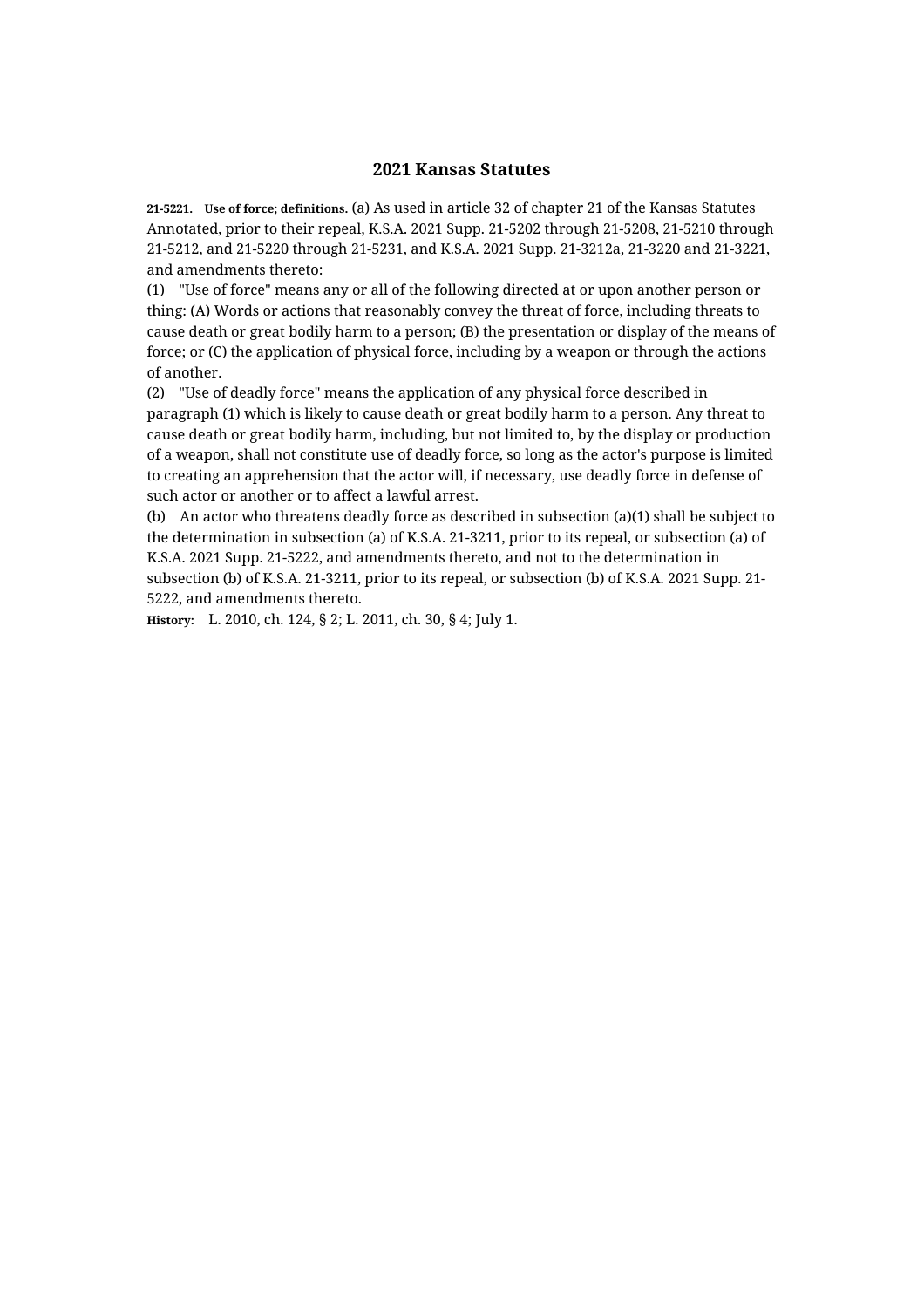## 2021 Kansas Statutes

**21-5221. Use of force; definitions.** (a) As used in article 32 of chapter 21 of the Kansas Statutes Annotated, prior to their repeal, K.S.A. 2021 Supp. 21-5202 through 21-5208, 21-5210 through 21-5212, and 21-5220 through 21-5231, and K.S.A. 2021 Supp. 21-3212a, 21-3220 and 21-3221, and amendments thereto:

(1) "Use of force" means any or all of the following directed at or upon another person or thing: (A) Words or actions that reasonably convey the threat of force, including threats to cause death or great bodily harm to a person; (B) the presentation or display of the means of force; or (C) the application of physical force, including by a weapon or through the actions of another.

(2) "Use of deadly force" means the application of any physical force described in paragraph (1) which is likely to cause death or great bodily harm to a person. Any threat to cause death or great bodily harm, including, but not limited to, by the display or production of a weapon, shall not constitute use of deadly force, so long as the actor's purpose is limited to creating an apprehension that the actor will, if necessary, use deadly force in defense of such actor or another or to affect a lawful arrest.

(b) An actor who threatens deadly force as described in subsection (a)(1) shall be subject to the determination in subsection (a) of K.S.A. 21-3211, prior to its repeal, or subsection (a) of K.S.A. 2021 Supp. 21-5222, and amendments thereto, and not to the determination in subsection (b) of K.S.A. 21-3211, prior to its repeal, or subsection (b) of K.S.A. 2021 Supp. 21-5222, and amendments thereto.

**History:** L. 2010, ch. 124, § 2; L. 2011, ch. 30, § 4; July 1.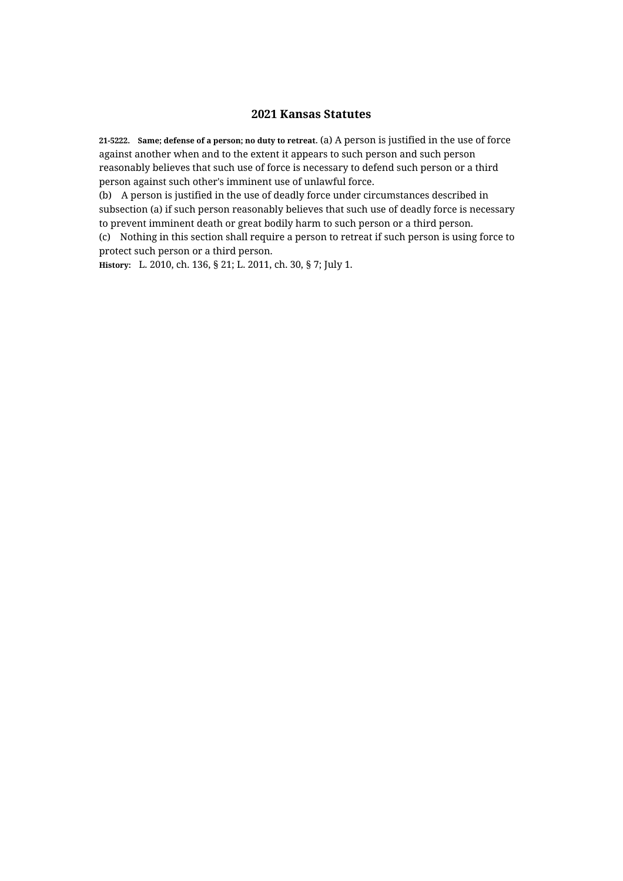## 2021 Kansas Statutes

**21-5222. Same; defense of a person; no duty to retreat.** (a) A person is justified in the use of force against another when and to the extent it appears to such person and such person reasonably believes that such use of force is necessary to defend such person or a third person against such other's imminent use of unlawful force.

(b) A person is justified in the use of deadly force under circumstances described in subsection (a) if such person reasonably believes that such use of deadly force is necessary to prevent imminent death or great bodily harm to such person or a third person.

(c) Nothing in this section shall require a person to retreat if such person is using force to protect such person or a third person.

**History:** L. 2010, ch. 136, § 21; L. 2011, ch. 30, § 7; July 1.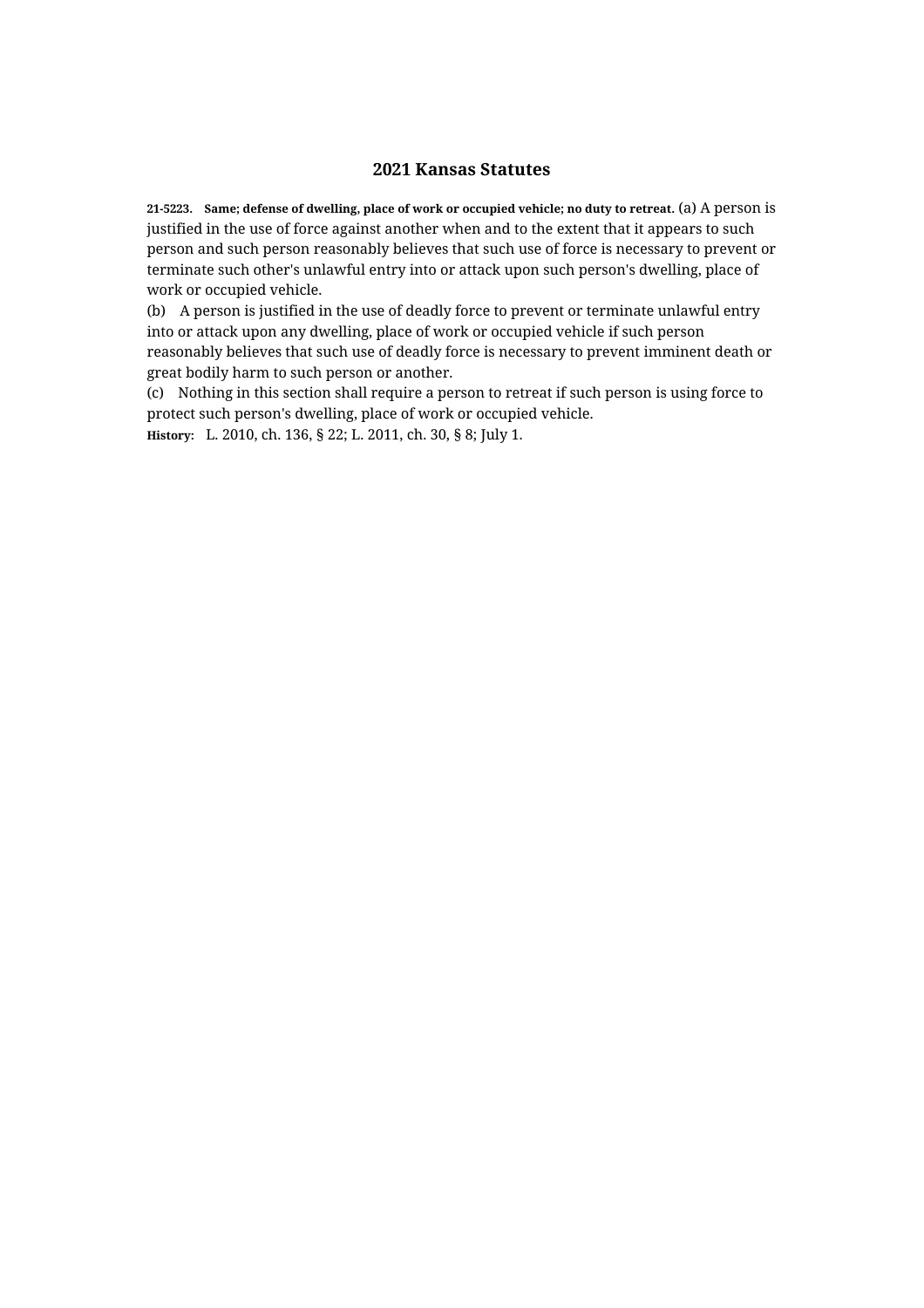## 2021 Kansas Statutes

**21-5223. Same; defense of dwelling, place of work or occupied vehicle; no duty to retreat.** (a) A person is justified in the use of force against another when and to the extent that it appears to such person and such person reasonably believes that such use of force is necessary to prevent or terminate such other's unlawful entry into or attack upon such person's dwelling, place of work or occupied vehicle.

(b) A person is justified in the use of deadly force to prevent or terminate unlawful entry into or attack upon any dwelling, place of work or occupied vehicle if such person reasonably believes that such use of deadly force is necessary to prevent imminent death or great bodily harm to such person or another.

(c) Nothing in this section shall require a person to retreat if such person is using force to protect such person's dwelling, place of work or occupied vehicle.

**History:** L. 2010, ch. 136, § 22; L. 2011, ch. 30, § 8; July 1.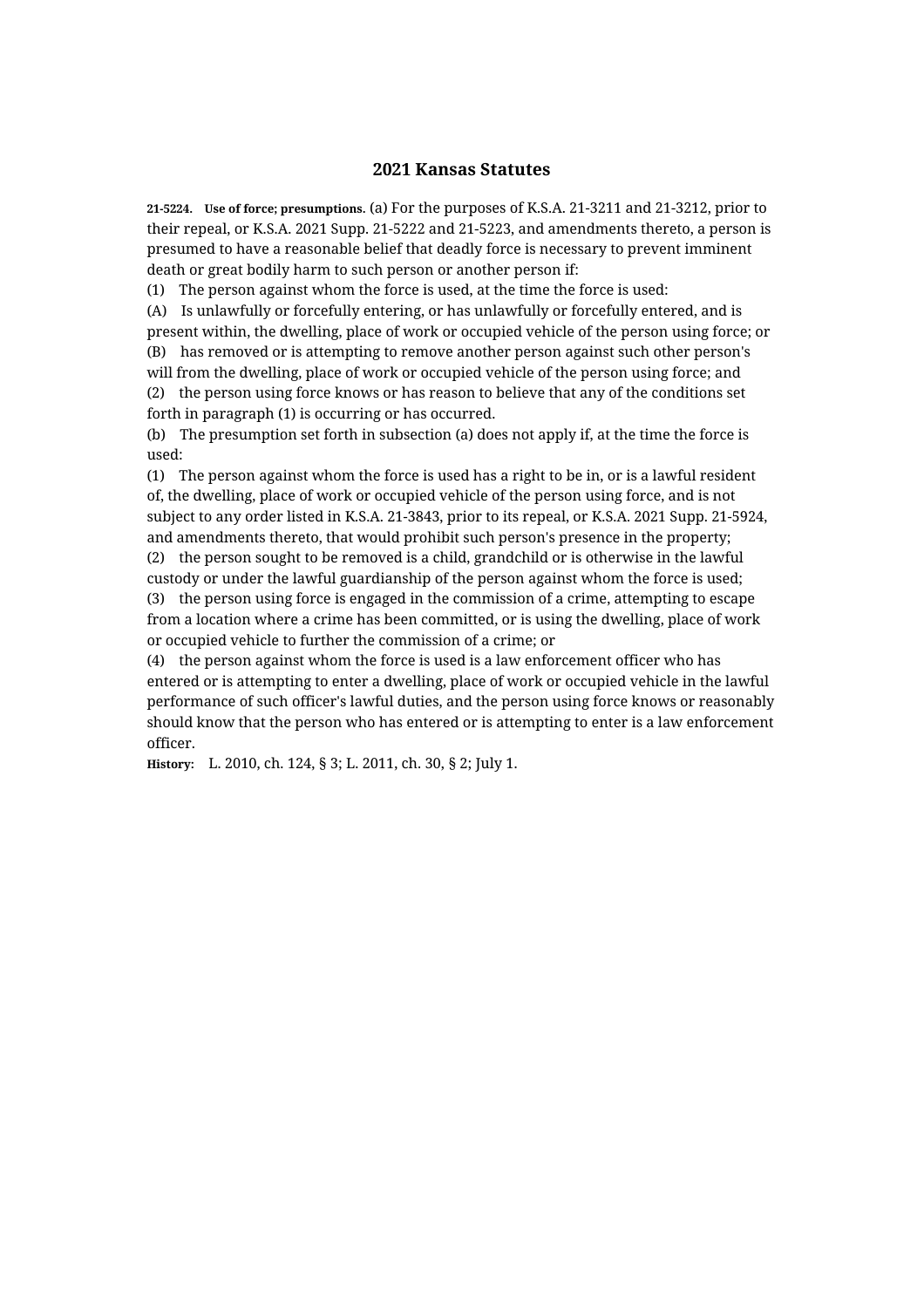# 2021 Kansas Statutes

**21-5224. Use of force; presumptions.** (a) For the purposes of K.S.A. 21-3211 and 21-3212, prior to their repeal, or K.S.A. 2021 Supp. 21-5222 and 21-5223, and amendments thereto, a person is presumed to have a reasonable belief that deadly force is necessary to prevent imminent death or great bodily harm to such person or another person if:

(1) The person against whom the force is used, at the time the force is used:

(A) Is unlawfully or forcefully entering, or has unlawfully or forcefully entered, and is present within, the dwelling, place of work or occupied vehicle of the person using force; or

(B) has removed or is attempting to remove another person against such other person's will from the dwelling, place of work or occupied vehicle of the person using force; and

(2) the person using force knows or has reason to believe that any of the conditions set forth in paragraph (1) is occurring or has occurred.

(b) The presumption set forth in subsection (a) does not apply if, at the time the force is used:

(1) The person against whom the force is used has a right to be in, or is a lawful resident of, the dwelling, place of work or occupied vehicle of the person using force, and is not subject to any order listed in K.S.A. 21-3843, prior to its repeal, or K.S.A. 2021 Supp. 21-5924, and amendments thereto, that would prohibit such person's presence in the property;

(2) the person sought to be removed is a child, grandchild or is otherwise in the lawful custody or under the lawful guardianship of the person against whom the force is used;

(3) the person using force is engaged in the commission of a crime, attempting to escape from a location where a crime has been committed, or is using the dwelling, place of work or occupied vehicle to further the commission of a crime; or

(4) the person against whom the force is used is a law enforcement officer who has entered or is attempting to enter a dwelling, place of work or occupied vehicle in the lawful performance of such officer's lawful duties, and the person using force knows or reasonably should know that the person who has entered or is attempting to enter is a law enforcement officer.

**History:** L. 2010, ch. 124, § 3; L. 2011, ch. 30, § 2; July 1.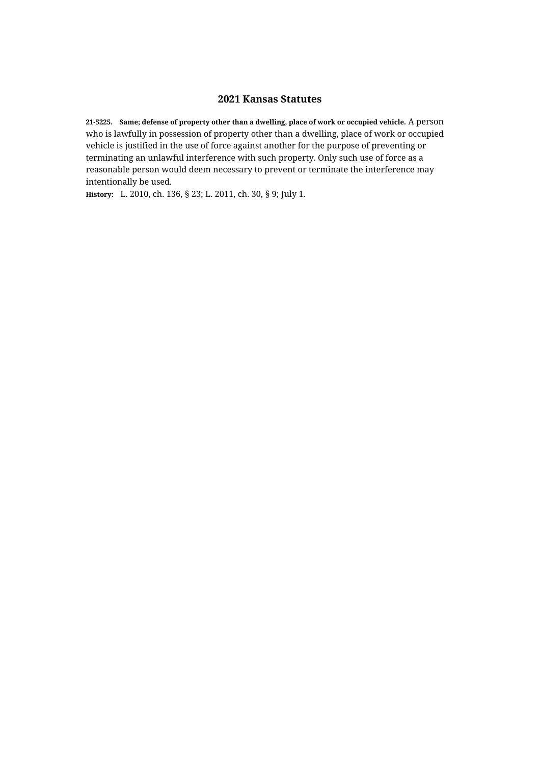# 2021 Kansas Statutes

**21-5225. Same; defense of property other than a dwelling, place of work or occupied vehicle.** A person who is lawfully in possession of property other than a dwelling, place of work or occupied vehicle is justified in the use of force against another for the purpose of preventing or terminating an unlawful interference with such property. Only such use of force as a reasonable person would deem necessary to prevent or terminate the interference may intentionally be used.

**History:** L. 2010, ch. 136, § 23; L. 2011, ch. 30, § 9; July 1.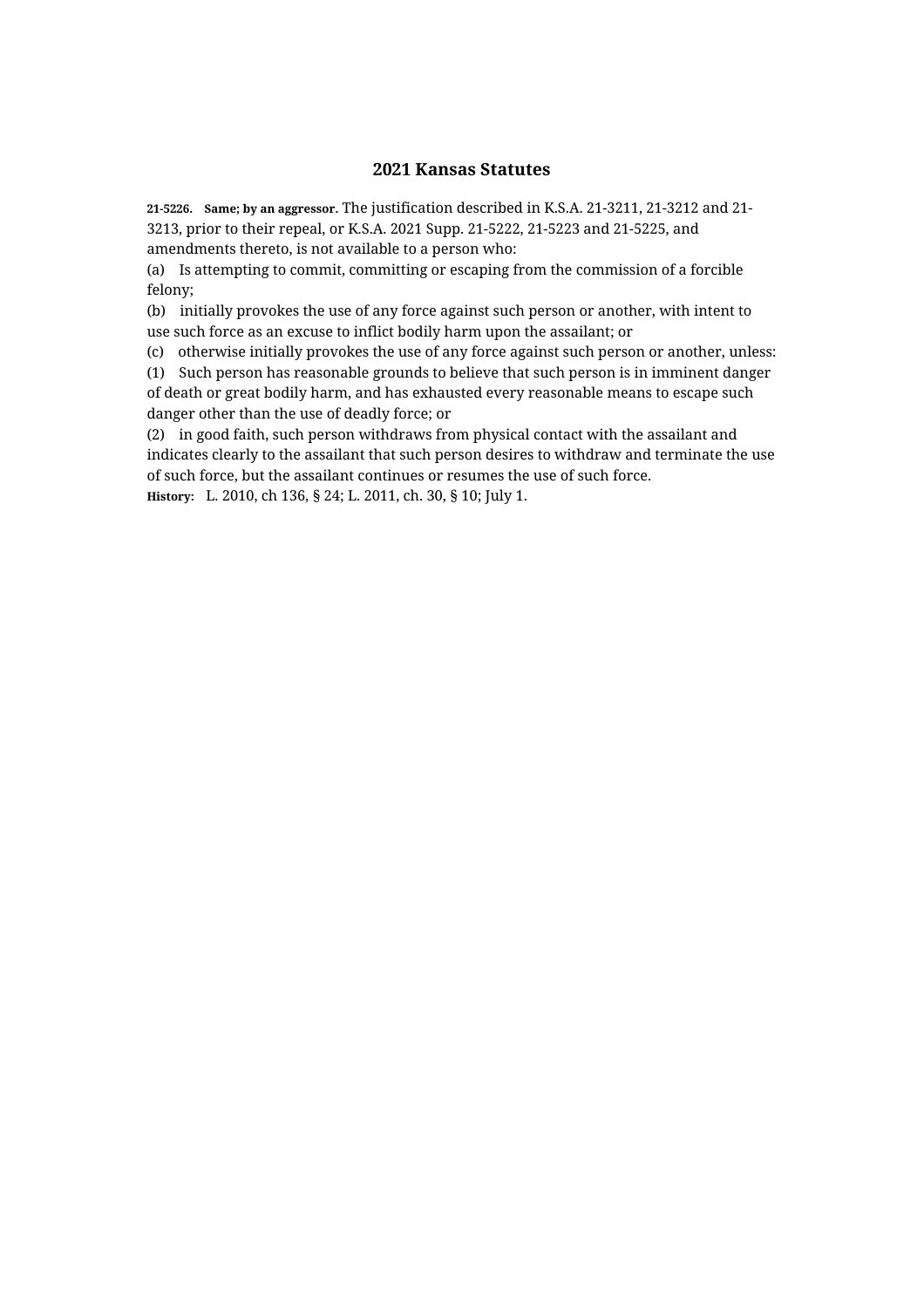## 2021 Kansas Statutes

**21-5226. Same; by an aggressor.** The justification described in K.S.A. 21-3211, 21-3212 and 21-3213, prior to their repeal, or K.S.A. 2021 Supp. 21-5222, 21-5223 and 21-5225, and amendments thereto, is not available to a person who:

(a) Is attempting to commit, committing or escaping from the commission of a forcible felony;

(b) initially provokes the use of any force against such person or another, with intent to use such force as an excuse to inflict bodily harm upon the assailant; or

(c) otherwise initially provokes the use of any force against such person or another, unless:

(1) Such person has reasonable grounds to believe that such person is in imminent danger of death or great bodily harm, and has exhausted every reasonable means to escape such danger other than the use of deadly force; or

(2) in good faith, such person withdraws from physical contact with the assailant and indicates clearly to the assailant that such person desires to withdraw and terminate the use of such force, but the assailant continues or resumes the use of such force.

**History:** L. 2010, ch 136, § 24; L. 2011, ch. 30, § 10; July 1.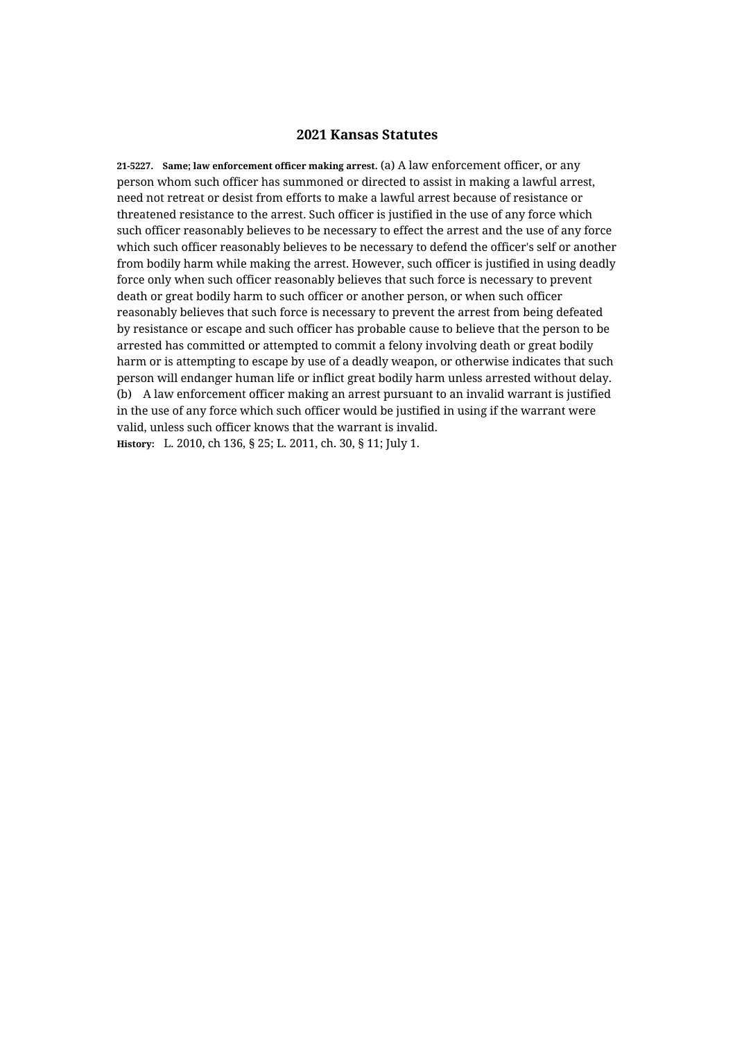## 2021 Kansas Statutes

**21-5227. Same; law enforcement officer making arrest.** (a) A law enforcement officer, or any person whom such officer has summoned or directed to assist in making a lawful arrest, need not retreat or desist from efforts to make a lawful arrest because of resistance or threatened resistance to the arrest. Such officer is justified in the use of any force which such officer reasonably believes to be necessary to effect the arrest and the use of any force which such officer reasonably believes to be necessary to defend the officer's self or another from bodily harm while making the arrest. However, such officer is justified in using deadly force only when such officer reasonably believes that such force is necessary to prevent death or great bodily harm to such officer or another person, or when such officer reasonably believes that such force is necessary to prevent the arrest from being defeated by resistance or escape and such officer has probable cause to believe that the person to be arrested has committed or attempted to commit a felony involving death or great bodily harm or is attempting to escape by use of a deadly weapon, or otherwise indicates that such person will endanger human life or inflict great bodily harm unless arrested without delay.

(b) A law enforcement officer making an arrest pursuant to an invalid warrant is justified in the use of any force which such officer would be justified in using if the warrant were valid, unless such officer knows that the warrant is invalid.

**History:** L. 2010, ch 136, § 25; L. 2011, ch. 30, § 11; July 1.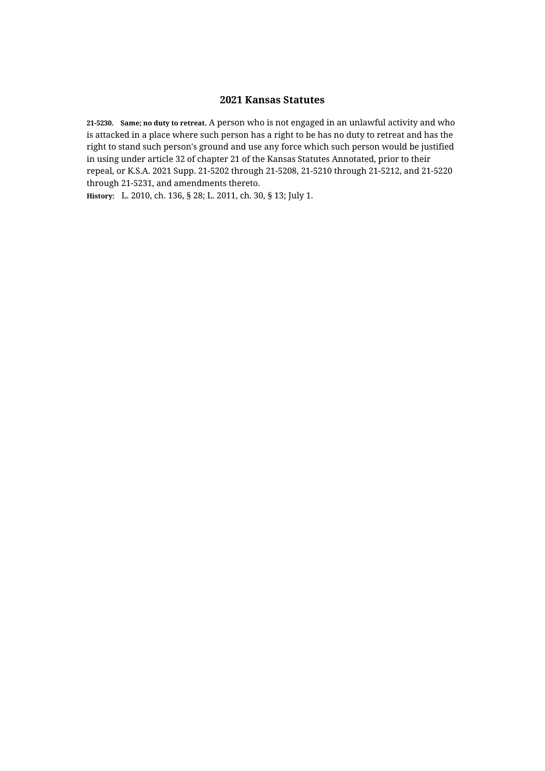# 2021 Kansas Statutes

**21-5230. Same; no duty to retreat.** A person who is not engaged in an unlawful activity and who is attacked in a place where such person has a right to be has no duty to retreat and has the right to stand such person's ground and use any force which such person would be justified in using under article 32 of chapter 21 of the Kansas Statutes Annotated, prior to their repeal, or K.S.A. 2021 Supp. 21-5202 through 21-5208, 21-5210 through 21-5212, and 21-5220 through 21-5231, and amendments thereto.

**History:** L. 2010, ch. 136, § 28; L. 2011, ch. 30, § 13; July 1.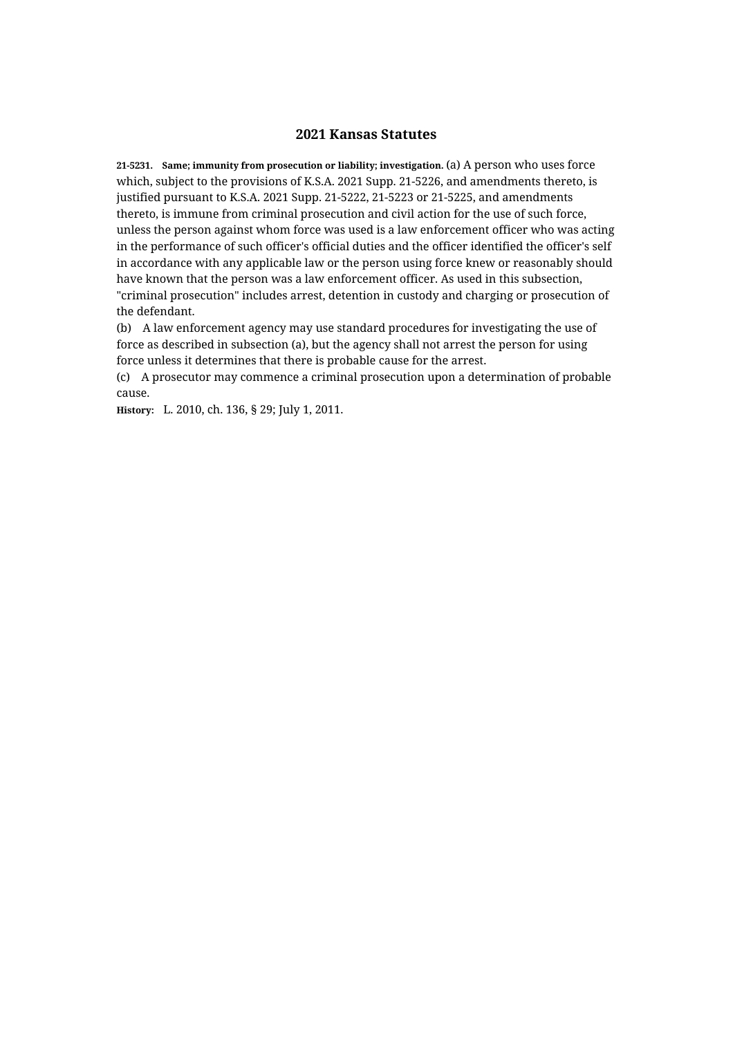## 2021 Kansas Statutes

**21-5231. Same; immunity from prosecution or liability; investigation.** (a) A person who uses force which, subject to the provisions of K.S.A. 2021 Supp. 21-5226, and amendments thereto, is justified pursuant to K.S.A. 2021 Supp. 21-5222, 21-5223 or 21-5225, and amendments thereto, is immune from criminal prosecution and civil action for the use of such force, unless the person against whom force was used is a law enforcement officer who was acting in the performance of such officer's official duties and the officer identified the officer's self in accordance with any applicable law or the person using force knew or reasonably should have known that the person was a law enforcement officer. As used in this subsection, "criminal prosecution" includes arrest, detention in custody and charging or prosecution of the defendant.

(b) A law enforcement agency may use standard procedures for investigating the use of force as described in subsection (a), but the agency shall not arrest the person for using force unless it determines that there is probable cause for the arrest.

(c) A prosecutor may commence a criminal prosecution upon a determination of probable cause.

**History:** L. 2010, ch. 136, § 29; July 1, 2011.